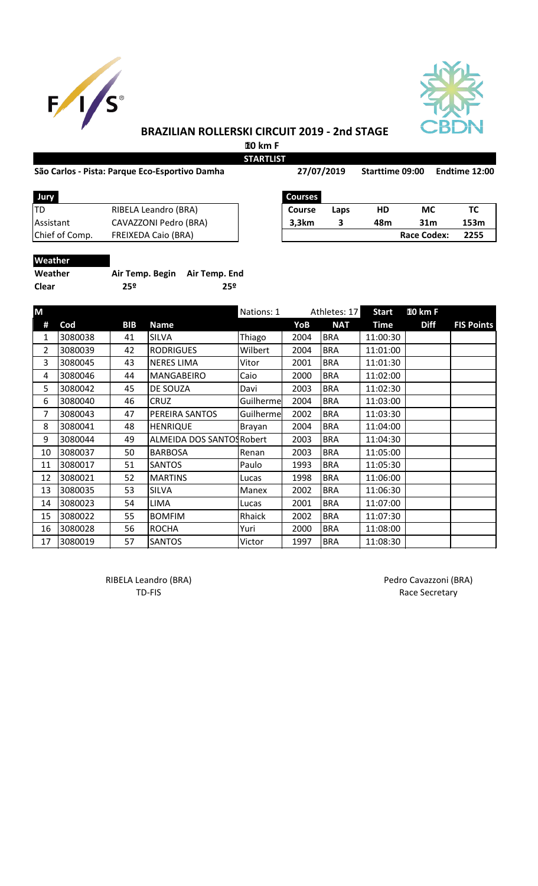# BRAZILIAN ROLLERSKI CIRCUIT 2019 - 2nd STAGE

**10 km F**

**STARTLIST**

**São Carlos - Pista: Parque Eco-Esportivo Damha** **27/07/2019** **Starttime 09:00** **Endtime 12:00**

| Jury | |
|---|---|
| TD | RIBELA Leandro (BRA) |
| Assistant | CAVAZZONI Pedro (BRA) |
| Chief of Comp. | FREIXEDA Caio (BRA) |

| Courses | | | | |
|---|---|---|---|---|
| Course | Laps | HD | MC | TC |
| 3,3km | 3 | 48m | 31m | 153m |
| | | | Race Codex: | 2255 |

**Weather**

| Weather | Air Temp. Begin | Air Temp. End |
|---|---|---|
| Clear | 25º | 25º |

| M | | | | Nations: 1 | | Athletes: 17 | Start | 10 km F | |
|---|---|---|---|---|---|---|---|---|---|
| # | Cod | BIB | Name | | YoB | NAT | Time | Diff | FIS Points |
| 1 | 3080038 | 41 | SILVA | Thiago | 2004 | BRA | 11:00:30 | | |
| 2 | 3080039 | 42 | RODRIGUES | Wilbert | 2004 | BRA | 11:01:00 | | |
| 3 | 3080045 | 43 | NERES LIMA | Vitor | 2001 | BRA | 11:01:30 | | |
| 4 | 3080046 | 44 | MANGABEIRO | Caio | 2000 | BRA | 11:02:00 | | |
| 5 | 3080042 | 45 | DE SOUZA | Davi | 2003 | BRA | 11:02:30 | | |
| 6 | 3080040 | 46 | CRUZ | Guilherme | 2004 | BRA | 11:03:00 | | |
| 7 | 3080043 | 47 | PEREIRA SANTOS | Guilherme | 2002 | BRA | 11:03:30 | | |
| 8 | 3080041 | 48 | HENRIQUE | Brayan | 2004 | BRA | 11:04:00 | | |
| 9 | 3080044 | 49 | ALMEIDA DOS SANTOS | Robert | 2003 | BRA | 11:04:30 | | |
| 10 | 3080037 | 50 | BARBOSA | Renan | 2003 | BRA | 11:05:00 | | |
| 11 | 3080017 | 51 | SANTOS | Paulo | 1993 | BRA | 11:05:30 | | |
| 12 | 3080021 | 52 | MARTINS | Lucas | 1998 | BRA | 11:06:00 | | |
| 13 | 3080035 | 53 | SILVA | Manex | 2002 | BRA | 11:06:30 | | |
| 14 | 3080023 | 54 | LIMA | Lucas | 2001 | BRA | 11:07:00 | | |
| 15 | 3080022 | 55 | BOMFIM | Rhaick | 2002 | BRA | 11:07:30 | | |
| 16 | 3080028 | 56 | ROCHA | Yuri | 2000 | BRA | 11:08:00 | | |
| 17 | 3080019 | 57 | SANTOS | Victor | 1997 | BRA | 11:08:30 | | |

RIBELA Leandro (BRA)
TD-FIS

Pedro Cavazzoni (BRA)
Race Secretary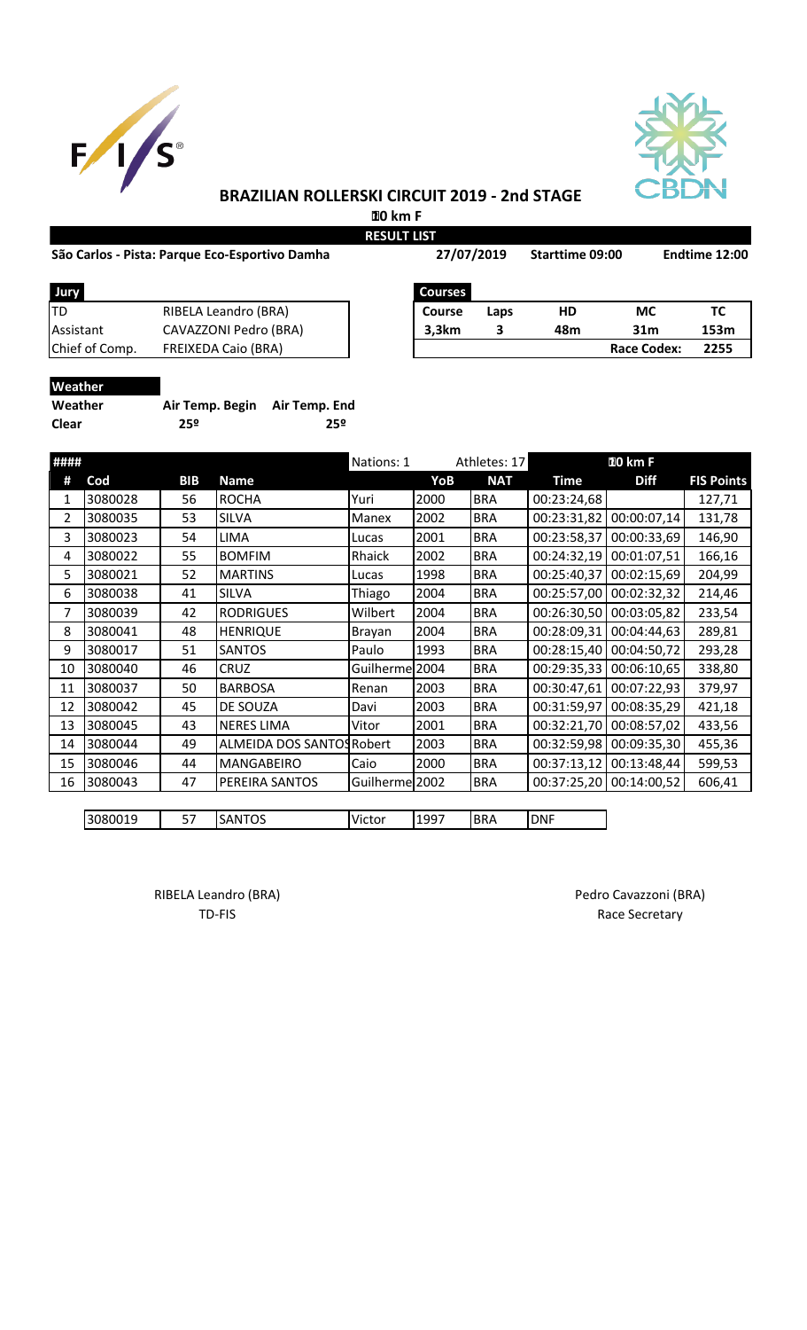## BRAZILIAN ROLLERSKI CIRCUIT 2019 - 2nd STAGE

**10 km F**

**RESULT LIST**

São Carlos - Pista: Parque Eco-Esportivo Damha | 27/07/2019 | Starttime 09:00 | Endtime 12:00

| Jury | |
|---|---|
| TD | RIBELA Leandro (BRA) |
| Assistant | CAVAZZONI Pedro (BRA) |
| Chief of Comp. | FREIXEDA Caio (BRA) |

| Courses | | | | |
|---|---|---|---|---|
| Course | Laps | HD | MC | TC |
| 3,3km | 3 | 48m | 31m | 153m |
| | | | Race Codex: | 2255 |

**Weather**

| Weather | Air Temp. Begin | Air Temp. End |
|---|---|---|
| Clear | 25º | 25º |

| #### | | | | Nations: 1 | | Athletes: 17 | 10 km F | | |
|---|---|---|---|---|---|---|---|---|---|
| # | Cod | BIB | Name | | YoB | NAT | Time | Diff | FIS Points |
| 1 | 3080028 | 56 | ROCHA | Yuri | 2000 | BRA | 00:23:24,68 | | 127,71 |
| 2 | 3080035 | 53 | SILVA | Manex | 2002 | BRA | 00:23:31,82 | 00:00:07,14 | 131,78 |
| 3 | 3080023 | 54 | LIMA | Lucas | 2001 | BRA | 00:23:58,37 | 00:00:33,69 | 146,90 |
| 4 | 3080022 | 55 | BOMFIM | Rhaick | 2002 | BRA | 00:24:32,19 | 00:01:07,51 | 166,16 |
| 5 | 3080021 | 52 | MARTINS | Lucas | 1998 | BRA | 00:25:40,37 | 00:02:15,69 | 204,99 |
| 6 | 3080038 | 41 | SILVA | Thiago | 2004 | BRA | 00:25:57,00 | 00:02:32,32 | 214,46 |
| 7 | 3080039 | 42 | RODRIGUES | Wilbert | 2004 | BRA | 00:26:30,50 | 00:03:05,82 | 233,54 |
| 8 | 3080041 | 48 | HENRIQUE | Brayan | 2004 | BRA | 00:28:09,31 | 00:04:44,63 | 289,81 |
| 9 | 3080017 | 51 | SANTOS | Paulo | 1993 | BRA | 00:28:15,40 | 00:04:50,72 | 293,28 |
| 10 | 3080040 | 46 | CRUZ | Guilherme | 2004 | BRA | 00:29:35,33 | 00:06:10,65 | 338,80 |
| 11 | 3080037 | 50 | BARBOSA | Renan | 2003 | BRA | 00:30:47,61 | 00:07:22,93 | 379,97 |
| 12 | 3080042 | 45 | DE SOUZA | Davi | 2003 | BRA | 00:31:59,97 | 00:08:35,29 | 421,18 |
| 13 | 3080045 | 43 | NERES LIMA | Vitor | 2001 | BRA | 00:32:21,70 | 00:08:57,02 | 433,56 |
| 14 | 3080044 | 49 | ALMEIDA DOS SANTOS | Robert | 2003 | BRA | 00:32:59,98 | 00:09:35,30 | 455,36 |
| 15 | 3080046 | 44 | MANGABEIRO | Caio | 2000 | BRA | 00:37:13,12 | 00:13:48,44 | 599,53 |
| 16 | 3080043 | 47 | PEREIRA SANTOS | Guilherme | 2002 | BRA | 00:37:25,20 | 00:14:00,52 | 606,41 |
| | 3080019 | 57 | SANTOS | Victor | 1997 | BRA | DNF | | |

RIBELA Leandro (BRA)
TD-FIS

Pedro Cavazzoni (BRA)
Race Secretary